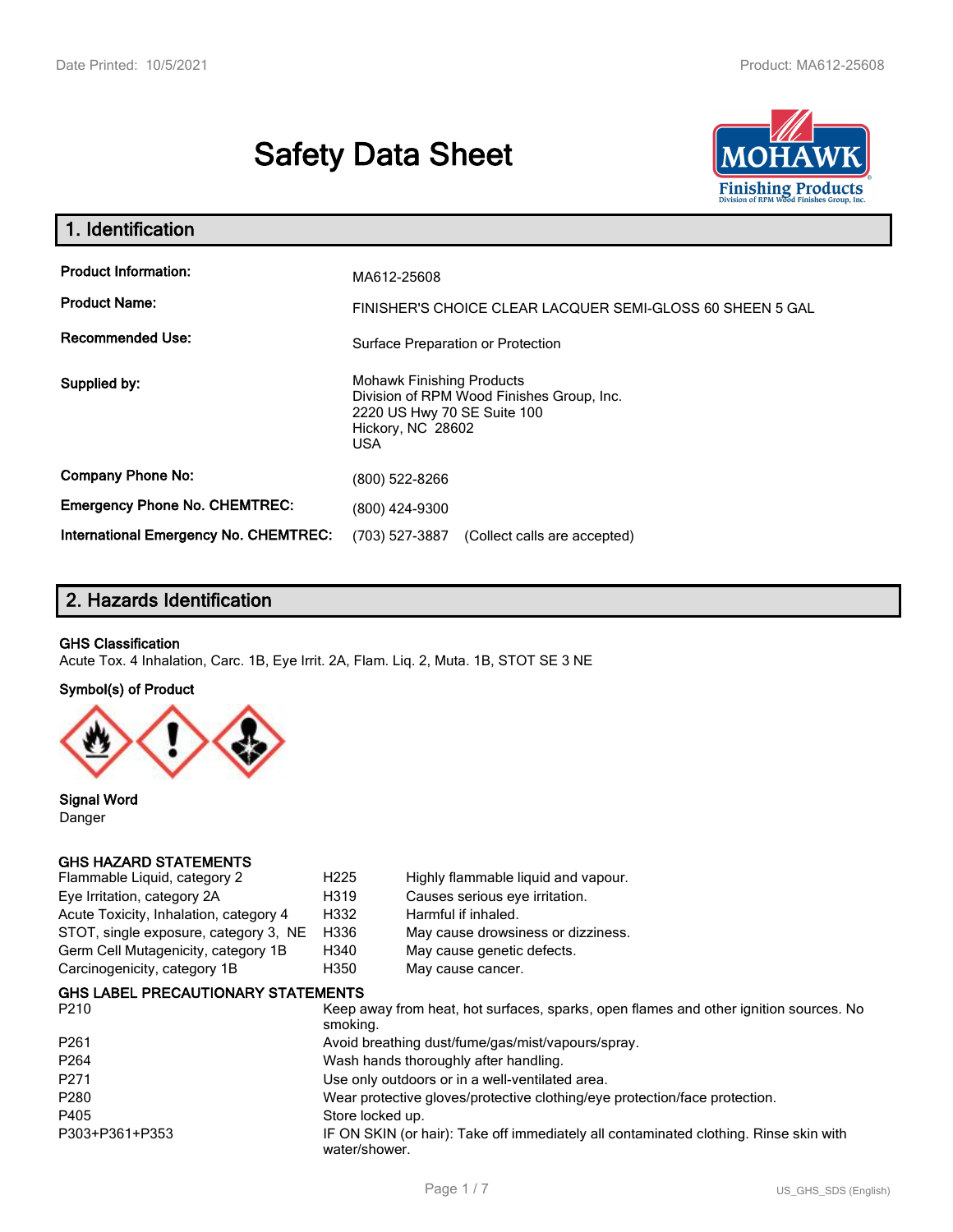# Safety Data Sheet

## 1. Identification

| | |
|---|---|
| **Product Information:** | MA612-25608 |
| **Product Name:** | FINISHER'S CHOICE CLEAR LACQUER SEMI-GLOSS 60 SHEEN 5 GAL |
| **Recommended Use:** | Surface Preparation or Protection |
| **Supplied by:** | Mohawk Finishing Products<br>Division of RPM Wood Finishes Group, Inc.<br>2220 US Hwy 70 SE Suite 100<br>Hickory, NC 28602<br>USA |
| **Company Phone No:** | (800) 522-8266 |
| **Emergency Phone No. CHEMTREC:** | (800) 424-9300 |
| **International Emergency No. CHEMTREC:** | (703) 527-3887 (Collect calls are accepted) |

## 2. Hazards Identification

**GHS Classification**

Acute Tox. 4 Inhalation, Carc. 1B, Eye Irrit. 2A, Flam. Liq. 2, Muta. 1B, STOT SE 3 NE

**Symbol(s) of Product**

**Signal Word**

Danger

**GHS HAZARD STATEMENTS**

| | | |
|---|---|---|
| Flammable Liquid, category 2 | H225 | Highly flammable liquid and vapour. |
| Eye Irritation, category 2A | H319 | Causes serious eye irritation. |
| Acute Toxicity, Inhalation, category 4 | H332 | Harmful if inhaled. |
| STOT, single exposure, category 3, NE | H336 | May cause drowsiness or dizziness. |
| Germ Cell Mutagenicity, category 1B | H340 | May cause genetic defects. |
| Carcinogenicity, category 1B | H350 | May cause cancer. |

**GHS LABEL PRECAUTIONARY STATEMENTS**

| | |
|---|---|
| P210 | Keep away from heat, hot surfaces, sparks, open flames and other ignition sources. No smoking. |
| P261 | Avoid breathing dust/fume/gas/mist/vapours/spray. |
| P264 | Wash hands thoroughly after handling. |
| P271 | Use only outdoors or in a well-ventilated area. |
| P280 | Wear protective gloves/protective clothing/eye protection/face protection. |
| P405 | Store locked up. |
| P303+P361+P353 | IF ON SKIN (or hair): Take off immediately all contaminated clothing. Rinse skin with water/shower. |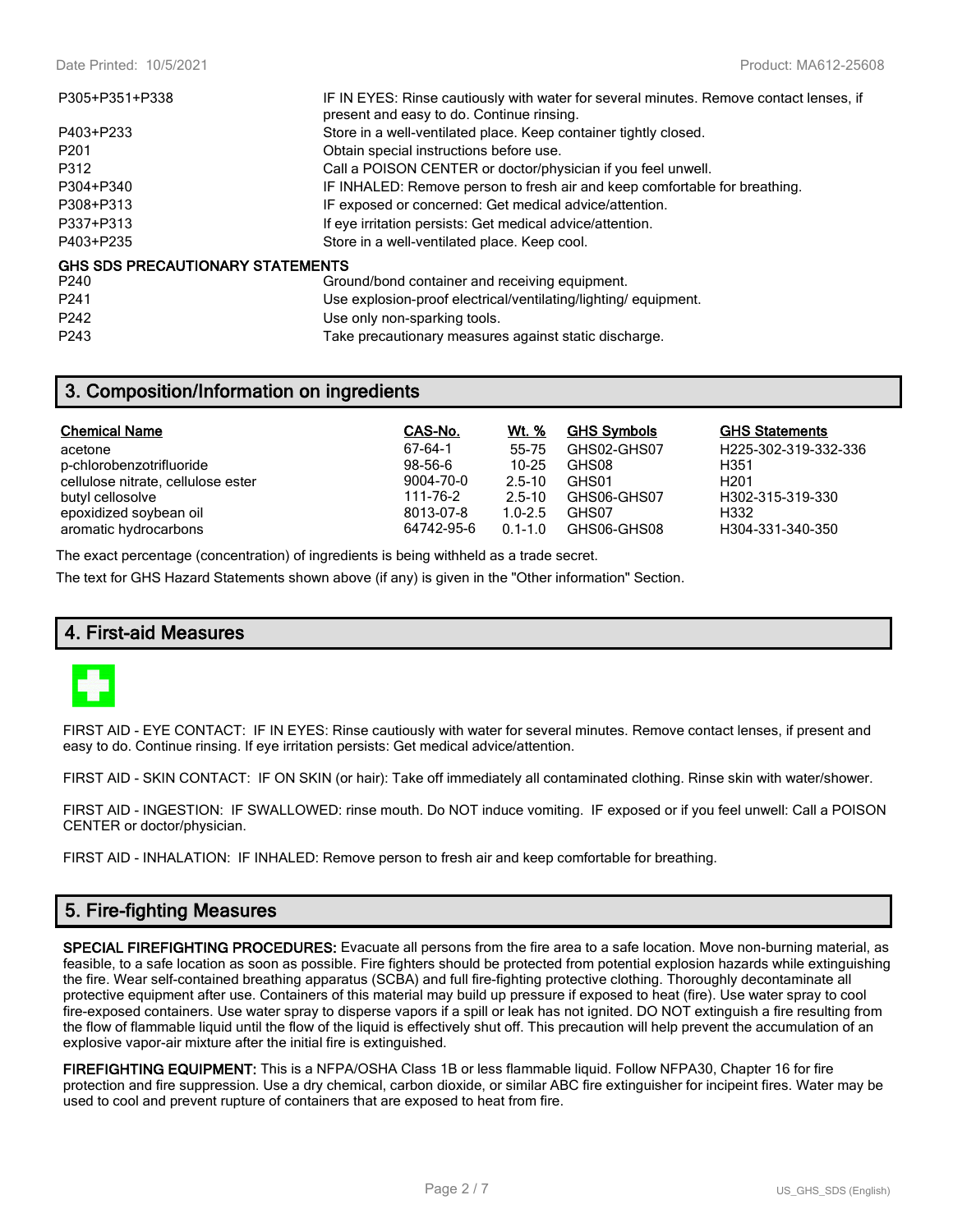| | |
|---|---|
| P305+P351+P338 | IF IN EYES: Rinse cautiously with water for several minutes. Remove contact lenses, if present and easy to do. Continue rinsing. |
| P403+P233 | Store in a well-ventilated place. Keep container tightly closed. |
| P201 | Obtain special instructions before use. |
| P312 | Call a POISON CENTER or doctor/physician if you feel unwell. |
| P304+P340 | IF INHALED: Remove person to fresh air and keep comfortable for breathing. |
| P308+P313 | IF exposed or concerned: Get medical advice/attention. |
| P337+P313 | If eye irritation persists: Get medical advice/attention. |
| P403+P235 | Store in a well-ventilated place. Keep cool. |

**GHS SDS PRECAUTIONARY STATEMENTS**

| | |
|---|---|
| P240 | Ground/bond container and receiving equipment. |
| P241 | Use explosion-proof electrical/ventilating/lighting/ equipment. |
| P242 | Use only non-sparking tools. |
| P243 | Take precautionary measures against static discharge. |

## 3. Composition/Information on ingredients

| Chemical Name | CAS-No. | Wt. % | GHS Symbols | GHS Statements |
|---|---|---|---|---|
| acetone | 67-64-1 | 55-75 | GHS02-GHS07 | H225-302-319-332-336 |
| p-chlorobenzotrifluoride | 98-56-6 | 10-25 | GHS08 | H351 |
| cellulose nitrate, cellulose ester | 9004-70-0 | 2.5-10 | GHS01 | H201 |
| butyl cellosolve | 111-76-2 | 2.5-10 | GHS06-GHS07 | H302-315-319-330 |
| epoxidized soybean oil | 8013-07-8 | 1.0-2.5 | GHS07 | H332 |
| aromatic hydrocarbons | 64742-95-6 | 0.1-1.0 | GHS06-GHS08 | H304-331-340-350 |

The exact percentage (concentration) of ingredients is being withheld as a trade secret.

The text for GHS Hazard Statements shown above (if any) is given in the "Other information" Section.

## 4. First-aid Measures

FIRST AID - EYE CONTACT: IF IN EYES: Rinse cautiously with water for several minutes. Remove contact lenses, if present and easy to do. Continue rinsing. If eye irritation persists: Get medical advice/attention.

FIRST AID - SKIN CONTACT: IF ON SKIN (or hair): Take off immediately all contaminated clothing. Rinse skin with water/shower.

FIRST AID - INGESTION: IF SWALLOWED: rinse mouth. Do NOT induce vomiting. IF exposed or if you feel unwell: Call a POISON CENTER or doctor/physician.

FIRST AID - INHALATION: IF INHALED: Remove person to fresh air and keep comfortable for breathing.

## 5. Fire-fighting Measures

**SPECIAL FIREFIGHTING PROCEDURES:** Evacuate all persons from the fire area to a safe location. Move non-burning material, as feasible, to a safe location as soon as possible. Fire fighters should be protected from potential explosion hazards while extinguishing the fire. Wear self-contained breathing apparatus (SCBA) and full fire-fighting protective clothing. Thoroughly decontaminate all protective equipment after use. Containers of this material may build up pressure if exposed to heat (fire). Use water spray to cool fire-exposed containers. Use water spray to disperse vapors if a spill or leak has not ignited. DO NOT extinguish a fire resulting from the flow of flammable liquid until the flow of the liquid is effectively shut off. This precaution will help prevent the accumulation of an explosive vapor-air mixture after the initial fire is extinguished.

**FIREFIGHTING EQUIPMENT:** This is a NFPA/OSHA Class 1B or less flammable liquid. Follow NFPA30, Chapter 16 for fire protection and fire suppression. Use a dry chemical, carbon dioxide, or similar ABC fire extinguisher for incipeint fires. Water may be used to cool and prevent rupture of containers that are exposed to heat from fire.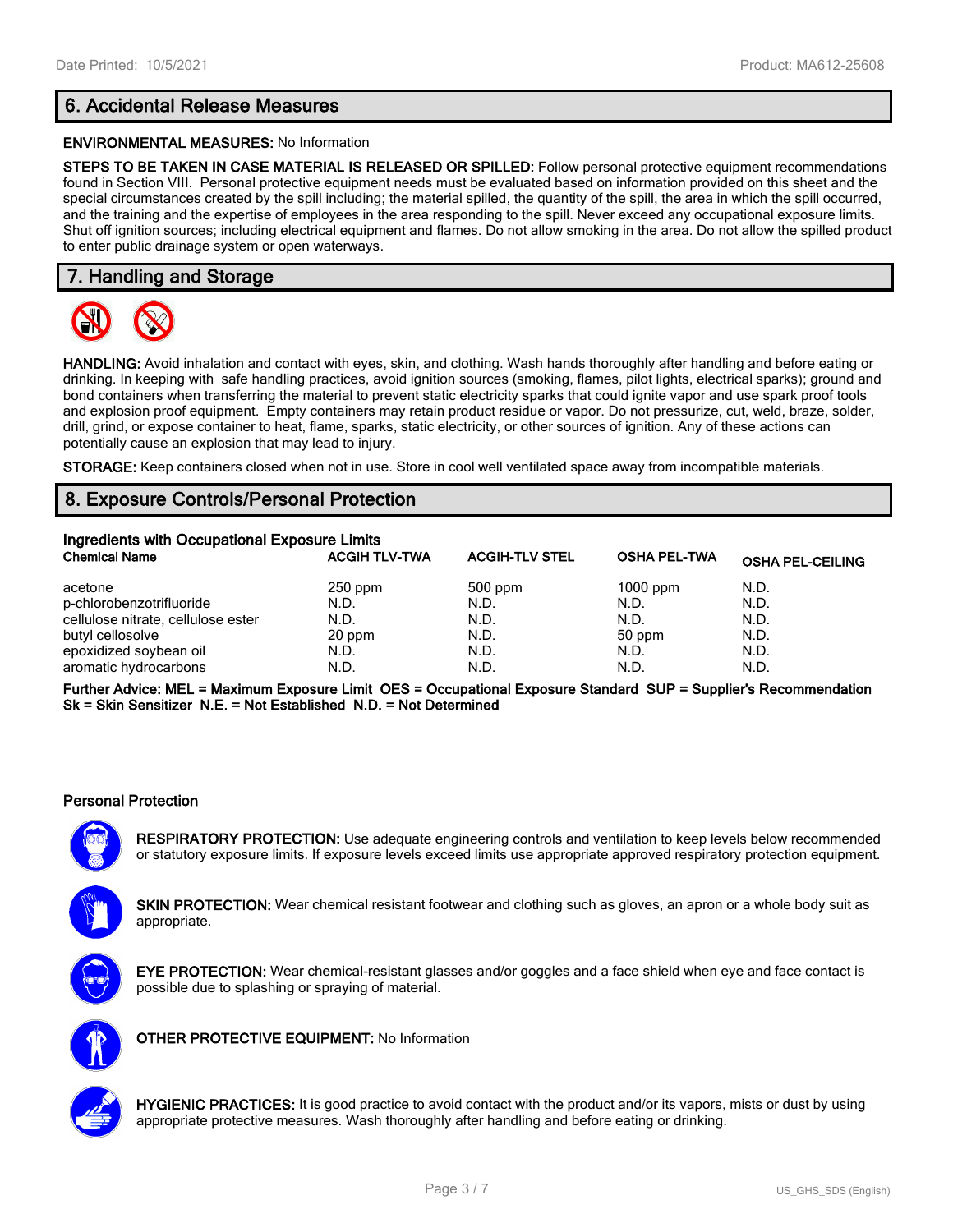## 6. Accidental Release Measures

**ENVIRONMENTAL MEASURES:** No Information

**STEPS TO BE TAKEN IN CASE MATERIAL IS RELEASED OR SPILLED:** Follow personal protective equipment recommendations found in Section VIII. Personal protective equipment needs must be evaluated based on information provided on this sheet and the special circumstances created by the spill including; the material spilled, the quantity of the spill, the area in which the spill occurred, and the training and the expertise of employees in the area responding to the spill. Never exceed any occupational exposure limits. Shut off ignition sources; including electrical equipment and flames. Do not allow smoking in the area. Do not allow the spilled product to enter public drainage system or open waterways.

## 7. Handling and Storage

**HANDLING:** Avoid inhalation and contact with eyes, skin, and clothing. Wash hands thoroughly after handling and before eating or drinking. In keeping with safe handling practices, avoid ignition sources (smoking, flames, pilot lights, electrical sparks); ground and bond containers when transferring the material to prevent static electricity sparks that could ignite vapor and use spark proof tools and explosion proof equipment. Empty containers may retain product residue or vapor. Do not pressurize, cut, weld, braze, solder, drill, grind, or expose container to heat, flame, sparks, static electricity, or other sources of ignition. Any of these actions can potentially cause an explosion that may lead to injury.

**STORAGE:** Keep containers closed when not in use. Store in cool well ventilated space away from incompatible materials.

## 8. Exposure Controls/Personal Protection

**Ingredients with Occupational Exposure Limits**

| Chemical Name | ACGIH TLV-TWA | ACGIH-TLV STEL | OSHA PEL-TWA | OSHA PEL-CEILING |
|---|---|---|---|---|
| acetone | 250 ppm | 500 ppm | 1000 ppm | N.D. |
| p-chlorobenzotrifluoride | N.D. | N.D. | N.D. | N.D. |
| cellulose nitrate, cellulose ester | N.D. | N.D. | N.D. | N.D. |
| butyl cellosolve | 20 ppm | N.D. | 50 ppm | N.D. |
| epoxidized soybean oil | N.D. | N.D. | N.D. | N.D. |
| aromatic hydrocarbons | N.D. | N.D. | N.D. | N.D. |

**Further Advice: MEL = Maximum Exposure Limit OES = Occupational Exposure Standard SUP = Supplier's Recommendation Sk = Skin Sensitizer N.E. = Not Established N.D. = Not Determined**

### Personal Protection

**RESPIRATORY PROTECTION:** Use adequate engineering controls and ventilation to keep levels below recommended or statutory exposure limits. If exposure levels exceed limits use appropriate approved respiratory protection equipment.

**SKIN PROTECTION:** Wear chemical resistant footwear and clothing such as gloves, an apron or a whole body suit as appropriate.

**EYE PROTECTION:** Wear chemical-resistant glasses and/or goggles and a face shield when eye and face contact is possible due to splashing or spraying of material.

**OTHER PROTECTIVE EQUIPMENT:** No Information

**HYGIENIC PRACTICES:** It is good practice to avoid contact with the product and/or its vapors, mists or dust by using appropriate protective measures. Wash thoroughly after handling and before eating or drinking.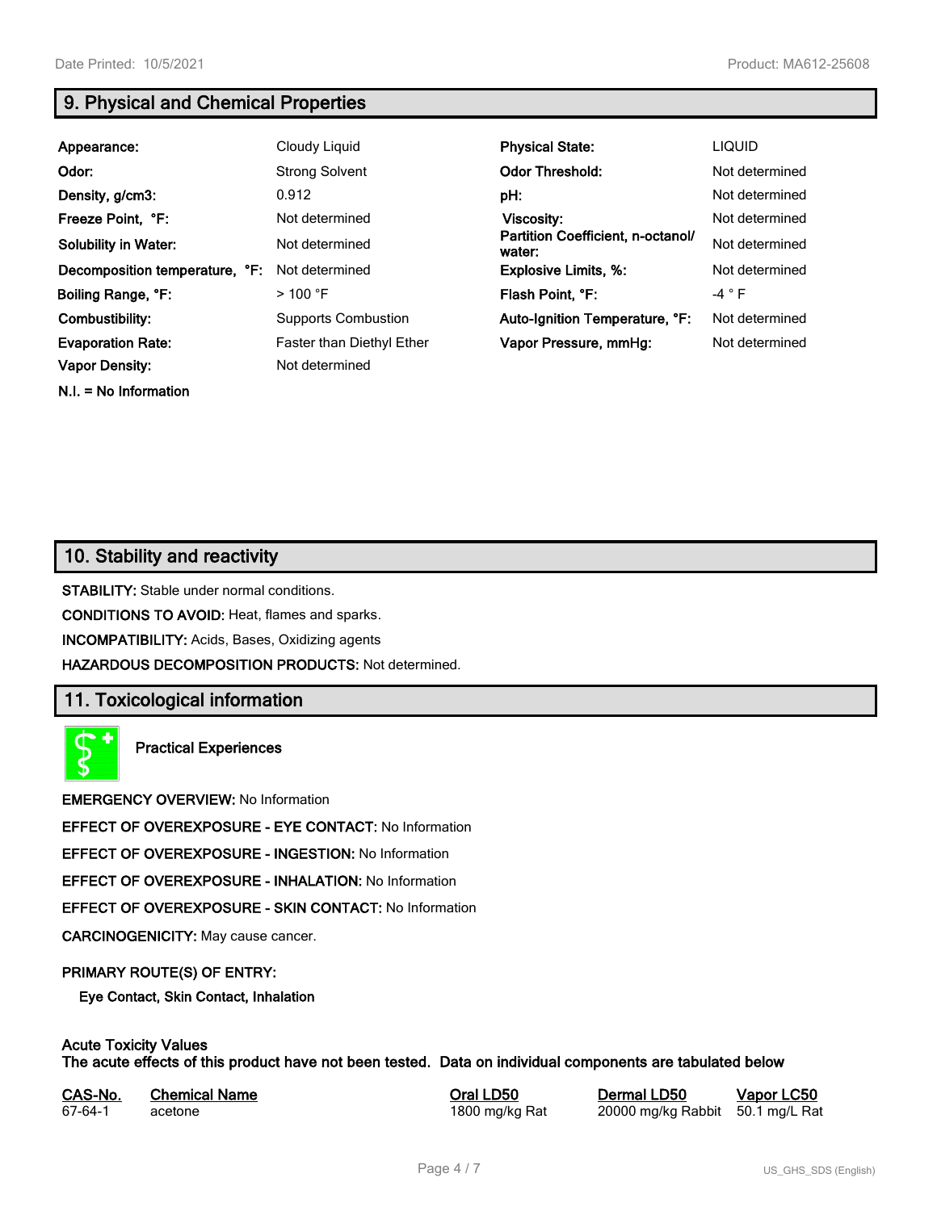## 9. Physical and Chemical Properties

| | | | |
|---|---|---|---|
| **Appearance:** | Cloudy Liquid | **Physical State:** | LIQUID |
| **Odor:** | Strong Solvent | **Odor Threshold:** | Not determined |
| **Density, g/cm3:** | 0.912 | **pH:** | Not determined |
| **Freeze Point, °F:** | Not determined | **Viscosity:** | Not determined |
| **Solubility in Water:** | Not determined | **Partition Coefficient, n-octanol/ water:** | Not determined |
| **Decomposition temperature, °F:** | Not determined | **Explosive Limits, %:** | Not determined |
| **Boiling Range, °F:** | > 100 °F | **Flash Point, °F:** | -4 ° F |
| **Combustibility:** | Supports Combustion | **Auto-Ignition Temperature, °F:** | Not determined |
| **Evaporation Rate:** | Faster than Diethyl Ether | **Vapor Pressure, mmHg:** | Not determined |
| **Vapor Density:** | Not determined | | |

**N.I. = No Information**

## 10. Stability and reactivity

**STABILITY:** Stable under normal conditions.

**CONDITIONS TO AVOID:** Heat, flames and sparks.

**INCOMPATIBILITY:** Acids, Bases, Oxidizing agents

**HAZARDOUS DECOMPOSITION PRODUCTS:** Not determined.

## 11. Toxicological information

**Practical Experiences**

**EMERGENCY OVERVIEW:** No Information

**EFFECT OF OVEREXPOSURE - EYE CONTACT:** No Information

**EFFECT OF OVEREXPOSURE - INGESTION:** No Information

**EFFECT OF OVEREXPOSURE - INHALATION:** No Information

**EFFECT OF OVEREXPOSURE - SKIN CONTACT:** No Information

**CARCINOGENICITY:** May cause cancer.

**PRIMARY ROUTE(S) OF ENTRY:**

**Eye Contact, Skin Contact, Inhalation**

**Acute Toxicity Values**
**The acute effects of this product have not been tested. Data on individual components are tabulated below**

| CAS-No. | Chemical Name | Oral LD50 | Dermal LD50 | Vapor LC50 |
|---|---|---|---|---|
| 67-64-1 | acetone | 1800 mg/kg Rat | 20000 mg/kg Rabbit | 50.1 mg/L Rat |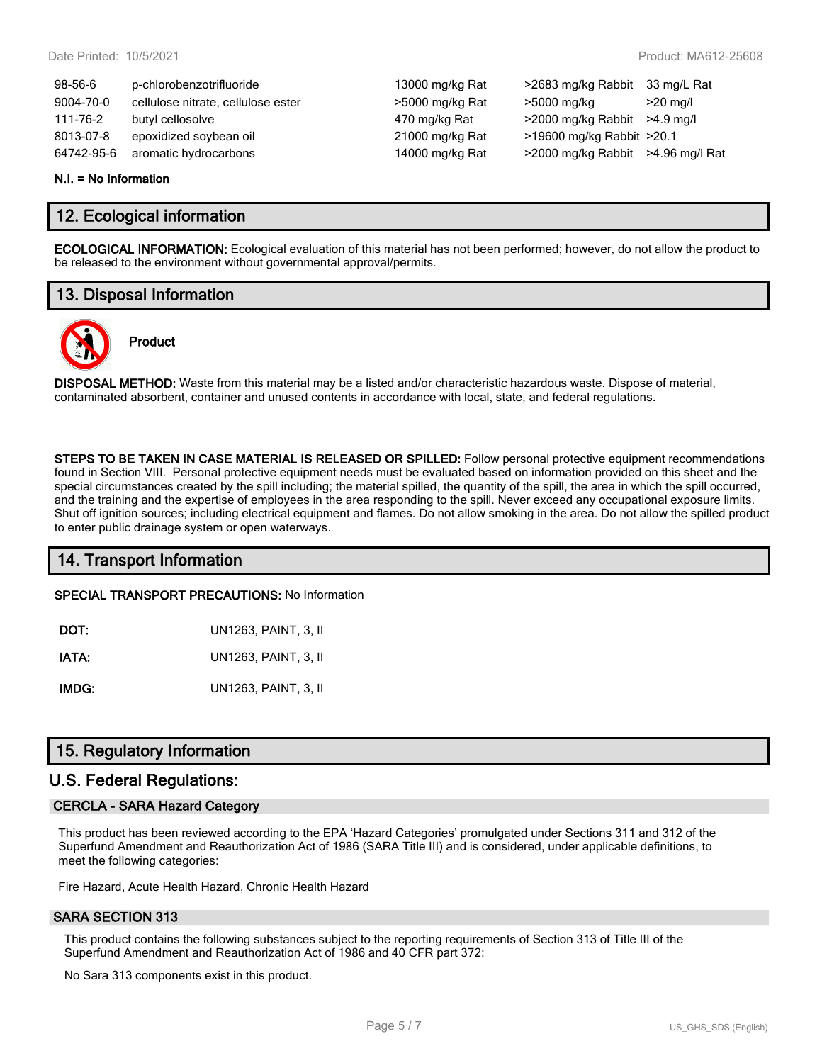| | | | | |
|---|---|---|---|---|
| 98-56-6 | p-chlorobenzotrifluoride | 13000 mg/kg Rat | >2683 mg/kg Rabbit | 33 mg/L Rat |
| 9004-70-0 | cellulose nitrate, cellulose ester | >5000 mg/kg Rat | >5000 mg/kg | >20 mg/l |
| 111-76-2 | butyl cellosolve | 470 mg/kg Rat | >2000 mg/kg Rabbit | >4.9 mg/l |
| 8013-07-8 | epoxidized soybean oil | 21000 mg/kg Rat | >19600 mg/kg Rabbit | >20.1 |
| 64742-95-6 | aromatic hydrocarbons | 14000 mg/kg Rat | >2000 mg/kg Rabbit | >4.96 mg/l Rat |

**N.I. = No Information**

## 12. Ecological information

**ECOLOGICAL INFORMATION:** Ecological evaluation of this material has not been performed; however, do not allow the product to be released to the environment without governmental approval/permits.

## 13. Disposal Information

**Product**

**DISPOSAL METHOD:** Waste from this material may be a listed and/or characteristic hazardous waste. Dispose of material, contaminated absorbent, container and unused contents in accordance with local, state, and federal regulations.

**STEPS TO BE TAKEN IN CASE MATERIAL IS RELEASED OR SPILLED:** Follow personal protective equipment recommendations found in Section VIII. Personal protective equipment needs must be evaluated based on information provided on this sheet and the special circumstances created by the spill including; the material spilled, the quantity of the spill, the area in which the spill occurred, and the training and the expertise of employees in the area responding to the spill. Never exceed any occupational exposure limits. Shut off ignition sources; including electrical equipment and flames. Do not allow smoking in the area. Do not allow the spilled product to enter public drainage system or open waterways.

## 14. Transport Information

**SPECIAL TRANSPORT PRECAUTIONS:** No Information

| | |
|---|---|
| **DOT:** | UN1263, PAINT, 3, II |
| **IATA:** | UN1263, PAINT, 3, II |
| **IMDG:** | UN1263, PAINT, 3, II |

## 15. Regulatory Information

## U.S. Federal Regulations:

### CERCLA - SARA Hazard Category

This product has been reviewed according to the EPA 'Hazard Categories' promulgated under Sections 311 and 312 of the Superfund Amendment and Reauthorization Act of 1986 (SARA Title III) and is considered, under applicable definitions, to meet the following categories:

Fire Hazard, Acute Health Hazard, Chronic Health Hazard

### SARA SECTION 313

This product contains the following substances subject to the reporting requirements of Section 313 of Title III of the Superfund Amendment and Reauthorization Act of 1986 and 40 CFR part 372:

No Sara 313 components exist in this product.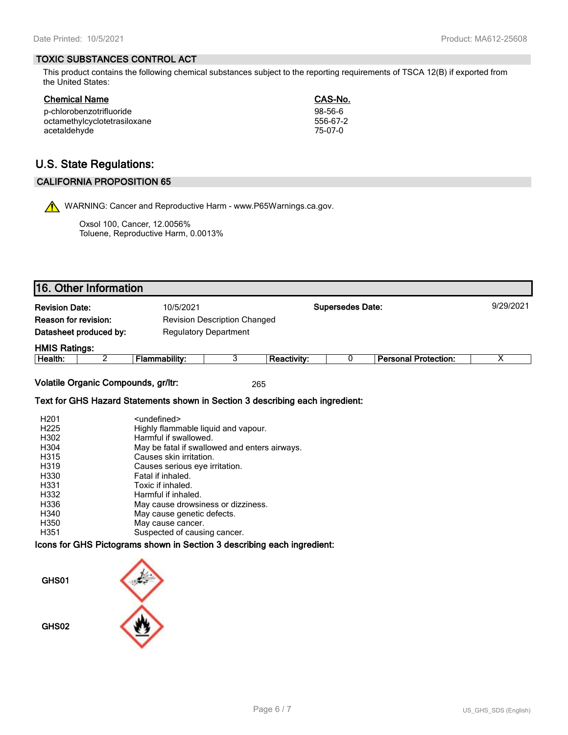Date Printed: 10/5/2021 | Product: MA612-25608

### TOXIC SUBSTANCES CONTROL ACT

This product contains the following chemical substances subject to the reporting requirements of TSCA 12(B) if exported from the United States:

| Chemical Name | CAS-No. |
|---|---|
| p-chlorobenzotrifluoride | 98-56-6 |
| octamethylcyclotetrasiloxane | 556-67-2 |
| acetaldehyde | 75-07-0 |

## U.S. State Regulations:

### CALIFORNIA PROPOSITION 65

WARNING: Cancer and Reproductive Harm - www.P65Warnings.ca.gov.

Oxsol 100, Cancer, 12.0056%
Toluene, Reproductive Harm, 0.0013%

## 16. Other Information

**Revision Date:** 10/5/2021 **Supersedes Date:** 9/29/2021

**Reason for revision:** Revision Description Changed

**Datasheet produced by:** Regulatory Department

**HMIS Ratings:**

| Health: | 2 | Flammability: | 3 | Reactivity: | 0 | Personal Protection: | X |
|---|---|---|---|---|---|---|---|

**Volatile Organic Compounds, gr/ltr:** 265

**Text for GHS Hazard Statements shown in Section 3 describing each ingredient:**

| | |
|---|---|
| H201 | <undefined> |
| H225 | Highly flammable liquid and vapour. |
| H302 | Harmful if swallowed. |
| H304 | May be fatal if swallowed and enters airways. |
| H315 | Causes skin irritation. |
| H319 | Causes serious eye irritation. |
| H330 | Fatal if inhaled. |
| H331 | Toxic if inhaled. |
| H332 | Harmful if inhaled. |
| H336 | May cause drowsiness or dizziness. |
| H340 | May cause genetic defects. |
| H350 | May cause cancer. |
| H351 | Suspected of causing cancer. |

**Icons for GHS Pictograms shown in Section 3 describing each ingredient:**

GHS01

GHS02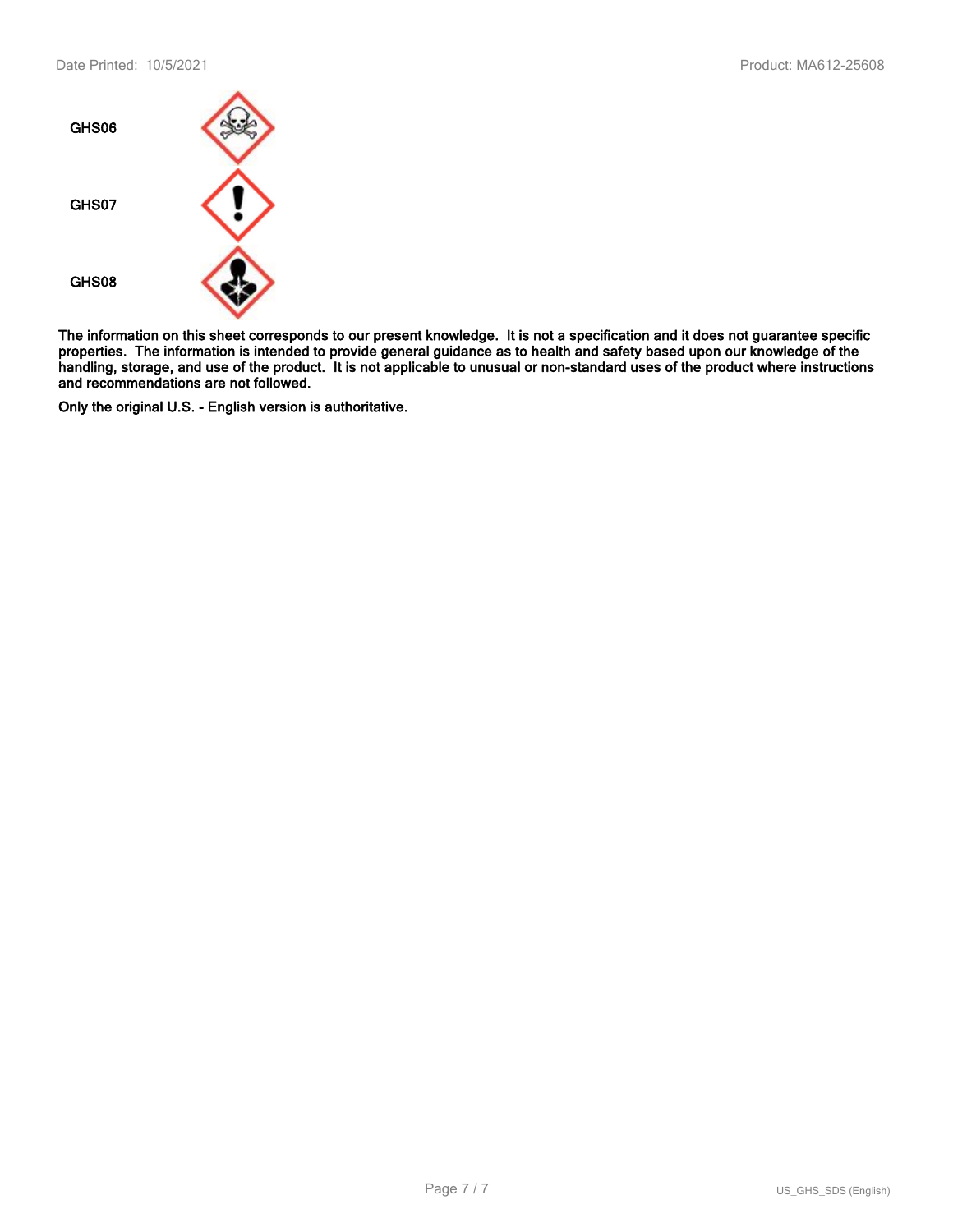GHS06

GHS07

GHS08

**The information on this sheet corresponds to our present knowledge. It is not a specification and it does not guarantee specific properties. The information is intended to provide general guidance as to health and safety based upon our knowledge of the handling, storage, and use of the product. It is not applicable to unusual or non-standard uses of the product where instructions and recommendations are not followed.**

**Only the original U.S. - English version is authoritative.**